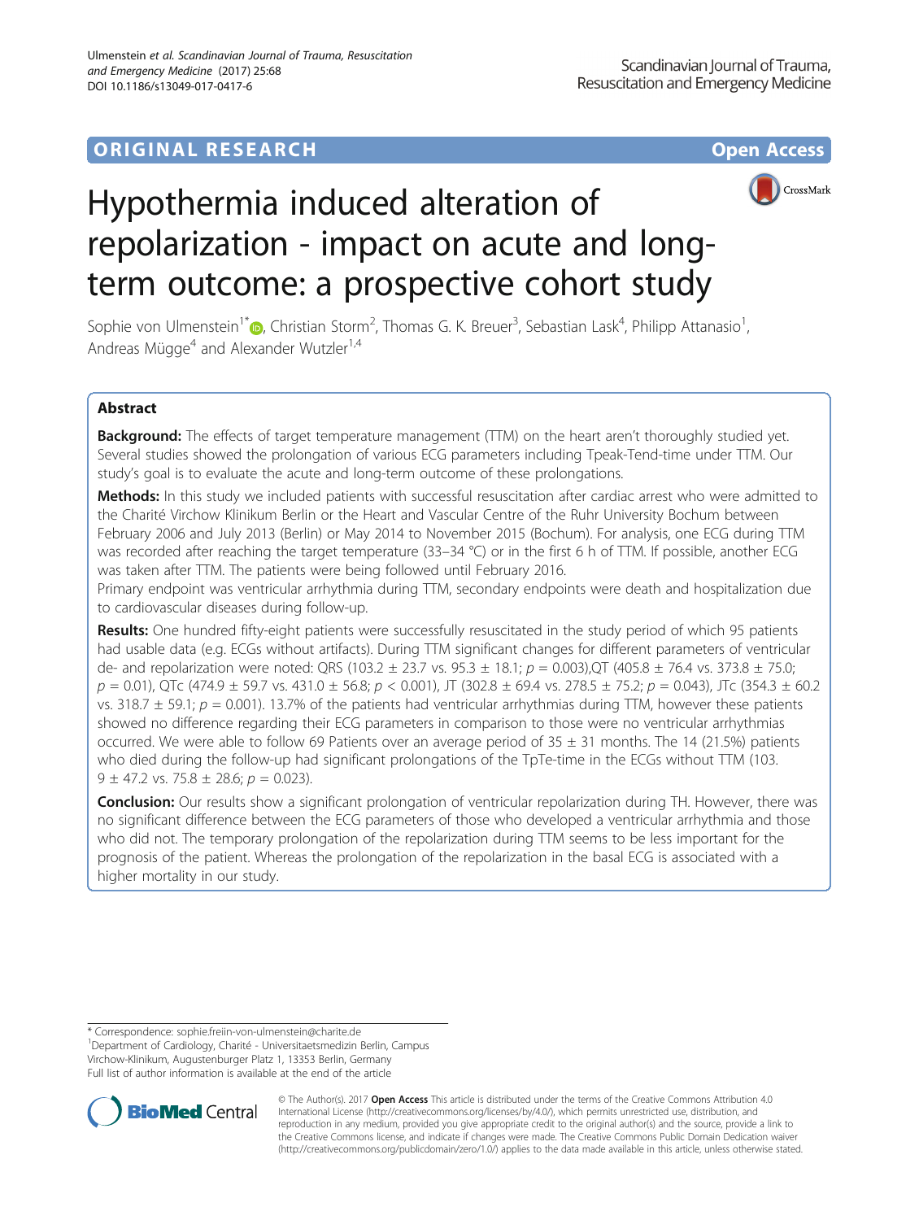ORIGINAL RESEARCH

Open Access

# Hypothermia induced alteration of repolarization - impact on acute and long-term outcome: a prospective cohort study

Sophie von Ulmenstein[1*], Christian Storm[2], Thomas G. K. Breuer[3], Sebastian Lask[4], Philipp Attanasio[1], Andreas Mügge[4] and Alexander Wutzler[1,4]

## Abstract

**Background:** The effects of target temperature management (TTM) on the heart aren't thoroughly studied yet. Several studies showed the prolongation of various ECG parameters including Tpeak-Tend-time under TTM. Our study's goal is to evaluate the acute and long-term outcome of these prolongations.

**Methods:** In this study we included patients with successful resuscitation after cardiac arrest who were admitted to the Charité Virchow Klinikum Berlin or the Heart and Vascular Centre of the Ruhr University Bochum between February 2006 and July 2013 (Berlin) or May 2014 to November 2015 (Bochum). For analysis, one ECG during TTM was recorded after reaching the target temperature (33–34 °C) or in the first 6 h of TTM. If possible, another ECG was taken after TTM. The patients were being followed until February 2016.

Primary endpoint was ventricular arrhythmia during TTM, secondary endpoints were death and hospitalization due to cardiovascular diseases during follow-up.

**Results:** One hundred fifty-eight patients were successfully resuscitated in the study period of which 95 patients had usable data (e.g. ECGs without artifacts). During TTM significant changes for different parameters of ventricular de- and repolarization were noted: QRS (103.2 ± 23.7 vs. 95.3 ± 18.1; $p = 0.003$),QT (405.8 ± 76.4 vs. 373.8 ± 75.0; $p = 0.01$), QTc (474.9 ± 59.7 vs. 431.0 ± 56.8; $p < 0.001$), JT (302.8 ± 69.4 vs. 278.5 ± 75.2; $p = 0.043$), JTc (354.3 ± 60.2 vs. 318.7 ± 59.1; $p = 0.001$). 13.7% of the patients had ventricular arrhythmias during TTM, however these patients showed no difference regarding their ECG parameters in comparison to those were no ventricular arrhythmias occurred. We were able to follow 69 Patients over an average period of 35 ± 31 months. The 14 (21.5%) patients who died during the follow-up had significant prolongations of the TpTe-time in the ECGs without TTM (103.9 ± 47.2 vs. 75.8 ± 28.6; $p = 0.023$).

**Conclusion:** Our results show a significant prolongation of ventricular repolarization during TH. However, there was no significant difference between the ECG parameters of those who developed a ventricular arrhythmia and those who did not. The temporary prolongation of the repolarization during TTM seems to be less important for the prognosis of the patient. Whereas the prolongation of the repolarization in the basal ECG is associated with a higher mortality in our study.

\* Correspondence: sophie.freiin-von-ulmenstein@charite.de

[1]Department of Cardiology, Charité - Universitaetsmedizin Berlin, Campus Virchow-Klinikum, Augustenburger Platz 1, 13353 Berlin, Germany

Full list of author information is available at the end of the article

© The Author(s). 2017 **Open Access** This article is distributed under the terms of the Creative Commons Attribution 4.0 International License (http://creativecommons.org/licenses/by/4.0/), which permits unrestricted use, distribution, and reproduction in any medium, provided you give appropriate credit to the original author(s) and the source, provide a link to the Creative Commons license, and indicate if changes were made. The Creative Commons Public Domain Dedication waiver (http://creativecommons.org/publicdomain/zero/1.0/) applies to the data made available in this article, unless otherwise stated.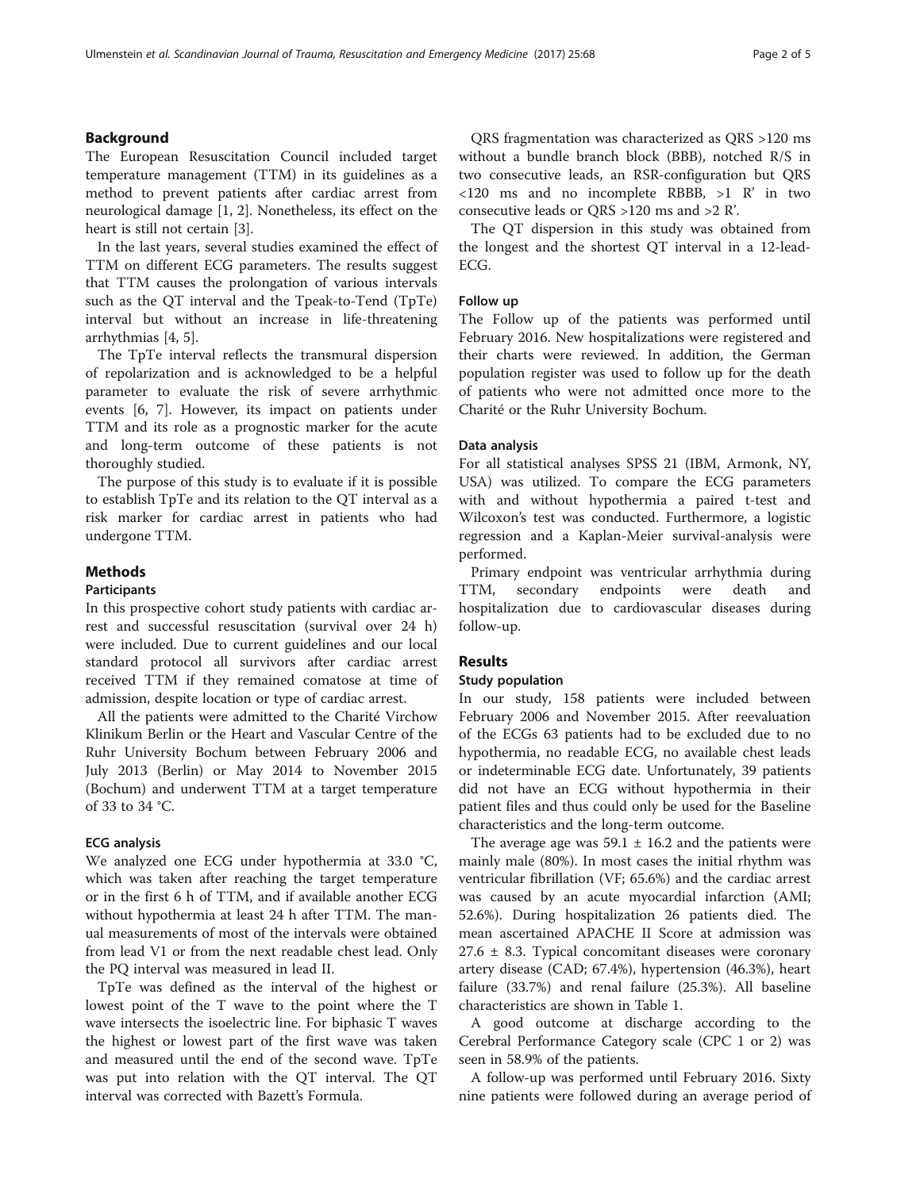## Background

The European Resuscitation Council included target temperature management (TTM) in its guidelines as a method to prevent patients after cardiac arrest from neurological damage [1, 2]. Nonetheless, its effect on the heart is still not certain [3].

In the last years, several studies examined the effect of TTM on different ECG parameters. The results suggest that TTM causes the prolongation of various intervals such as the QT interval and the Tpeak-to-Tend (TpTe) interval but without an increase in life-threatening arrhythmias [4, 5].

The TpTe interval reflects the transmural dispersion of repolarization and is acknowledged to be a helpful parameter to evaluate the risk of severe arrhythmic events [6, 7]. However, its impact on patients under TTM and its role as a prognostic marker for the acute and long-term outcome of these patients is not thoroughly studied.

The purpose of this study is to evaluate if it is possible to establish TpTe and its relation to the QT interval as a risk marker for cardiac arrest in patients who had undergone TTM.

## Methods

### Participants

In this prospective cohort study patients with cardiac arrest and successful resuscitation (survival over 24 h) were included. Due to current guidelines and our local standard protocol all survivors after cardiac arrest received TTM if they remained comatose at time of admission, despite location or type of cardiac arrest.

All the patients were admitted to the Charité Virchow Klinikum Berlin or the Heart and Vascular Centre of the Ruhr University Bochum between February 2006 and July 2013 (Berlin) or May 2014 to November 2015 (Bochum) and underwent TTM at a target temperature of 33 to 34 °C.

### ECG analysis

We analyzed one ECG under hypothermia at 33.0 °C, which was taken after reaching the target temperature or in the first 6 h of TTM, and if available another ECG without hypothermia at least 24 h after TTM. The manual measurements of most of the intervals were obtained from lead V1 or from the next readable chest lead. Only the PQ interval was measured in lead II.

TpTe was defined as the interval of the highest or lowest point of the T wave to the point where the T wave intersects the isoelectric line. For biphasic T waves the highest or lowest part of the first wave was taken and measured until the end of the second wave. TpTe was put into relation with the QT interval. The QT interval was corrected with Bazett's Formula.

QRS fragmentation was characterized as QRS >120 ms without a bundle branch block (BBB), notched R/S in two consecutive leads, an RSR-configuration but QRS <120 ms and no incomplete RBBB, >1 R' in two consecutive leads or QRS >120 ms and >2 R'.

The QT dispersion in this study was obtained from the longest and the shortest QT interval in a 12-lead-ECG.

### Follow up

The Follow up of the patients was performed until February 2016. New hospitalizations were registered and their charts were reviewed. In addition, the German population register was used to follow up for the death of patients who were not admitted once more to the Charité or the Ruhr University Bochum.

### Data analysis

For all statistical analyses SPSS 21 (IBM, Armonk, NY, USA) was utilized. To compare the ECG parameters with and without hypothermia a paired t-test and Wilcoxon's test was conducted. Furthermore, a logistic regression and a Kaplan-Meier survival-analysis were performed.

Primary endpoint was ventricular arrhythmia during TTM, secondary endpoints were death and hospitalization due to cardiovascular diseases during follow-up.

## Results

### Study population

In our study, 158 patients were included between February 2006 and November 2015. After reevaluation of the ECGs 63 patients had to be excluded due to no hypothermia, no readable ECG, no available chest leads or indeterminable ECG date. Unfortunately, 39 patients did not have an ECG without hypothermia in their patient files and thus could only be used for the Baseline characteristics and the long-term outcome.

The average age was 59.1 ± 16.2 and the patients were mainly male (80%). In most cases the initial rhythm was ventricular fibrillation (VF; 65.6%) and the cardiac arrest was caused by an acute myocardial infarction (AMI; 52.6%). During hospitalization 26 patients died. The mean ascertained APACHE II Score at admission was 27.6 ± 8.3. Typical concomitant diseases were coronary artery disease (CAD; 67.4%), hypertension (46.3%), heart failure (33.7%) and renal failure (25.3%). All baseline characteristics are shown in Table 1.

A good outcome at discharge according to the Cerebral Performance Category scale (CPC 1 or 2) was seen in 58.9% of the patients.

A follow-up was performed until February 2016. Sixty nine patients were followed during an average period of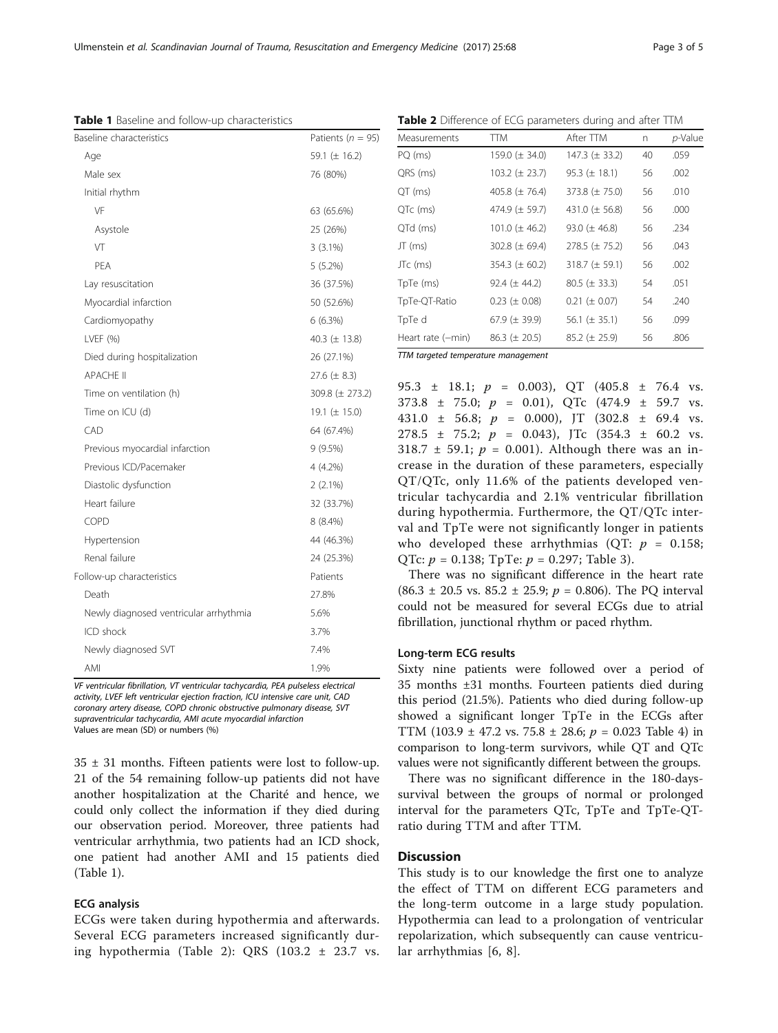**Table 1** Baseline and follow-up characteristics

| Baseline characteristics | Patients ($n$ = 95) |
| --- | --- |
| Age | 59.1 (± 16.2) |
| Male sex | 76 (80%) |
| Initial rhythm | |
| VF | 63 (65.6%) |
| Asystole | 25 (26%) |
| VT | 3 (3.1%) |
| PEA | 5 (5.2%) |
| Lay resuscitation | 36 (37.5%) |
| Myocardial infarction | 50 (52.6%) |
| Cardiomyopathy | 6 (6.3%) |
| LVEF (%) | 40.3 (± 13.8) |
| Died during hospitalization | 26 (27.1%) |
| APACHE II | 27.6 (± 8.3) |
| Time on ventilation (h) | 309.8 (± 273.2) |
| Time on ICU (d) | 19.1 (± 15.0) |
| CAD | 64 (67.4%) |
| Previous myocardial infarction | 9 (9.5%) |
| Previous ICD/Pacemaker | 4 (4.2%) |
| Diastolic dysfunction | 2 (2.1%) |
| Heart failure | 32 (33.7%) |
| COPD | 8 (8.4%) |
| Hypertension | 44 (46.3%) |
| Renal failure | 24 (25.3%) |
| Follow-up characteristics | Patients |
| Death | 27.8% |
| Newly diagnosed ventricular arrhythmia | 5.6% |
| ICD shock | 3.7% |
| Newly diagnosed SVT | 7.4% |
| AMI | 1.9% |

*VF ventricular fibrillation, VT ventricular tachycardia, PEA pulseless electrical activity, LVEF left ventricular ejection fraction, ICU intensive care unit, CAD coronary artery disease, COPD chronic obstructive pulmonary disease, SVT supraventricular tachycardia, AMI acute myocardial infarction*
Values are mean (SD) or numbers (%)

35 ± 31 months. Fifteen patients were lost to follow-up. 21 of the 54 remaining follow-up patients did not have another hospitalization at the Charité and hence, we could only collect the information if they died during our observation period. Moreover, three patients had ventricular arrhythmia, two patients had an ICD shock, one patient had another AMI and 15 patients died (Table 1).

### ECG analysis

ECGs were taken during hypothermia and afterwards. Several ECG parameters increased significantly during hypothermia (Table 2): QRS (103.2 ± 23.7 vs. 95.3 ± 18.1; $p$ = 0.003), QT (405.8 ± 76.4 vs. 373.8 ± 75.0; $p$ = 0.01), QTc (474.9 ± 59.7 vs. 431.0 ± 56.8; $p$ = 0.000), JT (302.8 ± 69.4 vs. 278.5 ± 75.2; $p$ = 0.043), JTc (354.3 ± 60.2 vs. 318.7 ± 59.1; $p$ = 0.001). Although there was an increase in the duration of these parameters, especially QT/QTc, only 11.6% of the patients developed ventricular tachycardia and 2.1% ventricular fibrillation during hypothermia. Furthermore, the QT/QTc interval and TpTe were not significantly longer in patients who developed these arrhythmias (QT: $p$ = 0.158; QTc: $p$ = 0.138; TpTe: $p$ = 0.297; Table 3).

There was no significant difference in the heart rate (86.3 ± 20.5 vs. 85.2 ± 25.9; $p$ = 0.806). The PQ interval could not be measured for several ECGs due to atrial fibrillation, junctional rhythm or paced rhythm.

**Table 2** Difference of ECG parameters during and after TTM

| Measurements | TTM | After TTM | n | $p$-Value |
| --- | --- | --- | --- | --- |
| PQ (ms) | 159.0 (± 34.0) | 147.3 (± 33.2) | 40 | .059 |
| QRS (ms) | 103.2 (± 23.7) | 95.3 (± 18.1) | 56 | .002 |
| QT (ms) | 405.8 (± 76.4) | 373.8 (± 75.0) | 56 | .010 |
| QTc (ms) | 474.9 (± 59.7) | 431.0 (± 56.8) | 56 | .000 |
| QTd (ms) | 101.0 (± 46.2) | 93.0 (± 46.8) | 56 | .234 |
| JT (ms) | 302.8 (± 69.4) | 278.5 (± 75.2) | 56 | .043 |
| JTc (ms) | 354.3 (± 60.2) | 318.7 (± 59.1) | 56 | .002 |
| TpTe (ms) | 92.4 (± 44.2) | 80.5 (± 33.3) | 54 | .051 |
| TpTe-QT-Ratio | 0.23 (± 0.08) | 0.21 (± 0.07) | 54 | .240 |
| TpTe d | 67.9 (± 39.9) | 56.1 (± 35.1) | 56 | .099 |
| Heart rate (−min) | 86.3 (± 20.5) | 85.2 (± 25.9) | 56 | .806 |

*TTM targeted temperature management*

### Long-term ECG results

Sixty nine patients were followed over a period of 35 months ±31 months. Fourteen patients died during this period (21.5%). Patients who died during follow-up showed a significant longer TpTe in the ECGs after TTM (103.9 ± 47.2 vs. 75.8 ± 28.6; $p$ = 0.023 Table 4) in comparison to long-term survivors, while QT and QTc values were not significantly different between the groups.

There was no significant difference in the 180-days-survival between the groups of normal or prolonged interval for the parameters QTc, TpTe and TpTe-QT-ratio during TTM and after TTM.

## Discussion

This study is to our knowledge the first one to analyze the effect of TTM on different ECG parameters and the long-term outcome in a large study population. Hypothermia can lead to a prolongation of ventricular repolarization, which subsequently can cause ventricular arrhythmias [6, 8].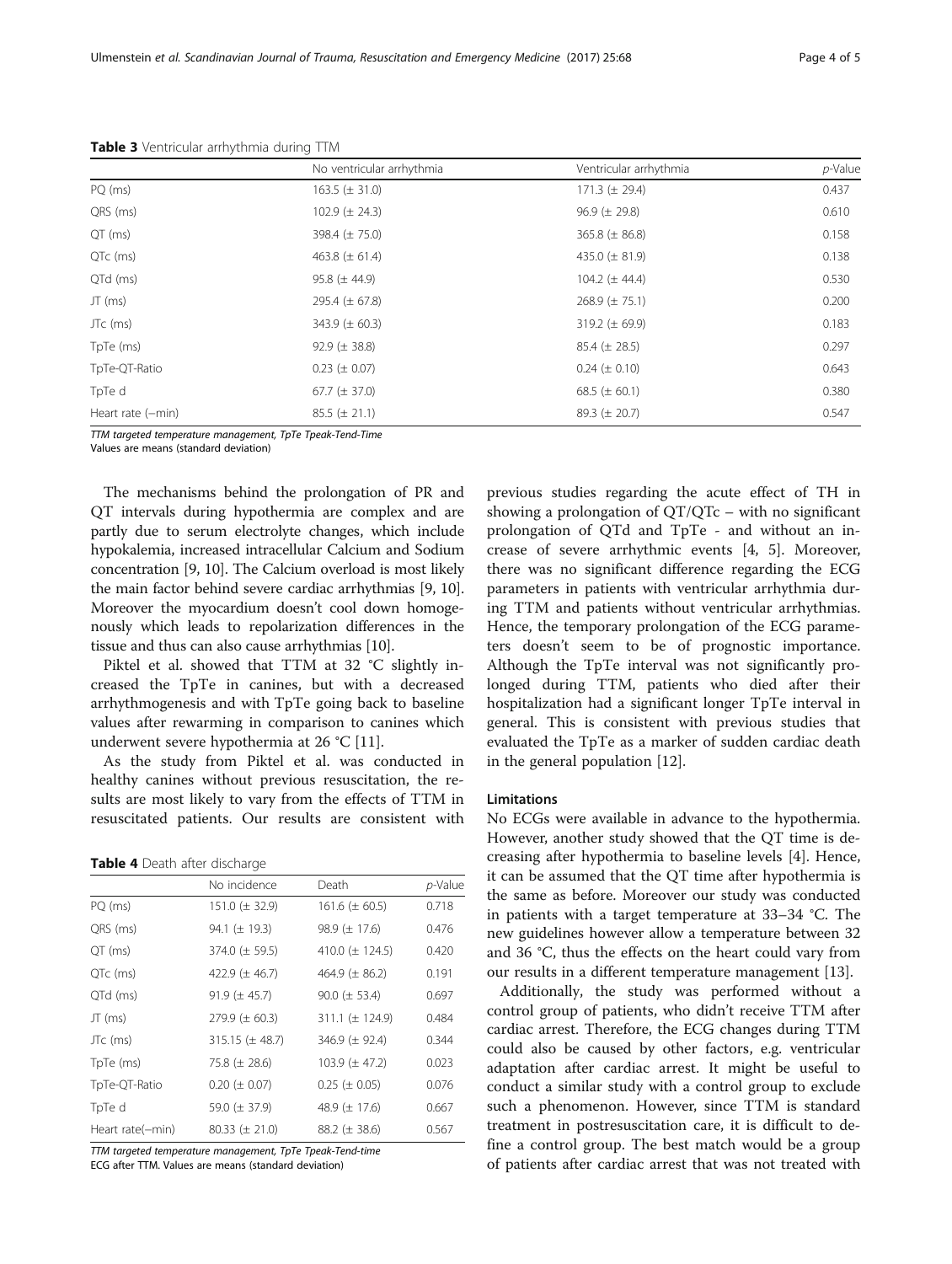**Table 3** Ventricular arrhythmia during TTM

| | No ventricular arrhythmia | Ventricular arrhythmia | *p*-Value |
|---|---|---|---|
| PQ (ms) | 163.5 (± 31.0) | 171.3 (± 29.4) | 0.437 |
| QRS (ms) | 102.9 (± 24.3) | 96.9 (± 29.8) | 0.610 |
| QT (ms) | 398.4 (± 75.0) | 365.8 (± 86.8) | 0.158 |
| QTc (ms) | 463.8 (± 61.4) | 435.0 (± 81.9) | 0.138 |
| QTd (ms) | 95.8 (± 44.9) | 104.2 (± 44.4) | 0.530 |
| JT (ms) | 295.4 (± 67.8) | 268.9 (± 75.1) | 0.200 |
| JTc (ms) | 343.9 (± 60.3) | 319.2 (± 69.9) | 0.183 |
| TpTe (ms) | 92.9 (± 38.8) | 85.4 (± 28.5) | 0.297 |
| TpTe-QT-Ratio | 0.23 (± 0.07) | 0.24 (± 0.10) | 0.643 |
| TpTe d | 67.7 (± 37.0) | 68.5 (± 60.1) | 0.380 |
| Heart rate (−min) | 85.5 (± 21.1) | 89.3 (± 20.7) | 0.547 |

*TTM targeted temperature management, TpTe Tpeak-Tend-Time*
Values are means (standard deviation)

The mechanisms behind the prolongation of PR and QT intervals during hypothermia are complex and are partly due to serum electrolyte changes, which include hypokalemia, increased intracellular Calcium and Sodium concentration [9, 10]. The Calcium overload is most likely the main factor behind severe cardiac arrhythmias [9, 10]. Moreover the myocardium doesn't cool down homogenously which leads to repolarization differences in the tissue and thus can also cause arrhythmias [10].

Piktel et al. showed that TTM at 32 °C slightly increased the TpTe in canines, but with a decreased arrhythmogenesis and with TpTe going back to baseline values after rewarming in comparison to canines which underwent severe hypothermia at 26 °C [11].

As the study from Piktel et al. was conducted in healthy canines without previous resuscitation, the results are most likely to vary from the effects of TTM in resuscitated patients. Our results are consistent with previous studies regarding the acute effect of TH in showing a prolongation of QT/QTc – with no significant prolongation of QTd and TpTe - and without an increase of severe arrhythmic events [4, 5]. Moreover, there was no significant difference regarding the ECG parameters in patients with ventricular arrhythmia during TTM and patients without ventricular arrhythmias. Hence, the temporary prolongation of the ECG parameters doesn't seem to be of prognostic importance. Although the TpTe interval was not significantly prolonged during TTM, patients who died after their hospitalization had a significant longer TpTe interval in general. This is consistent with previous studies that evaluated the TpTe as a marker of sudden cardiac death in the general population [12].

**Table 4** Death after discharge

| | No incidence | Death | *p*-Value |
|---|---|---|---|
| PQ (ms) | 151.0 (± 32.9) | 161.6 (± 60.5) | 0.718 |
| QRS (ms) | 94.1 (± 19.3) | 98.9 (± 17.6) | 0.476 |
| QT (ms) | 374.0 (± 59.5) | 410.0 (± 124.5) | 0.420 |
| QTc (ms) | 422.9 (± 46.7) | 464.9 (± 86.2) | 0.191 |
| QTd (ms) | 91.9 (± 45.7) | 90.0 (± 53.4) | 0.697 |
| JT (ms) | 279.9 (± 60.3) | 311.1 (± 124.9) | 0.484 |
| JTc (ms) | 315.15 (± 48.7) | 346.9 (± 92.4) | 0.344 |
| TpTe (ms) | 75.8 (± 28.6) | 103.9 (± 47.2) | 0.023 |
| TpTe-QT-Ratio | 0.20 (± 0.07) | 0.25 (± 0.05) | 0.076 |
| TpTe d | 59.0 (± 37.9) | 48.9 (± 17.6) | 0.667 |
| Heart rate(−min) | 80.33 (± 21.0) | 88.2 (± 38.6) | 0.567 |

*TTM targeted temperature management, TpTe Tpeak-Tend-time*
ECG after TTM. Values are means (standard deviation)

## Limitations

No ECGs were available in advance to the hypothermia. However, another study showed that the QT time is decreasing after hypothermia to baseline levels [4]. Hence, it can be assumed that the QT time after hypothermia is the same as before. Moreover our study was conducted in patients with a target temperature at 33–34 °C. The new guidelines however allow a temperature between 32 and 36 °C, thus the effects on the heart could vary from our results in a different temperature management [13].

Additionally, the study was performed without a control group of patients, who didn't receive TTM after cardiac arrest. Therefore, the ECG changes during TTM could also be caused by other factors, e.g. ventricular adaptation after cardiac arrest. It might be useful to conduct a similar study with a control group to exclude such a phenomenon. However, since TTM is standard treatment in postresuscitation care, it is difficult to define a control group. The best match would be a group of patients after cardiac arrest that was not treated with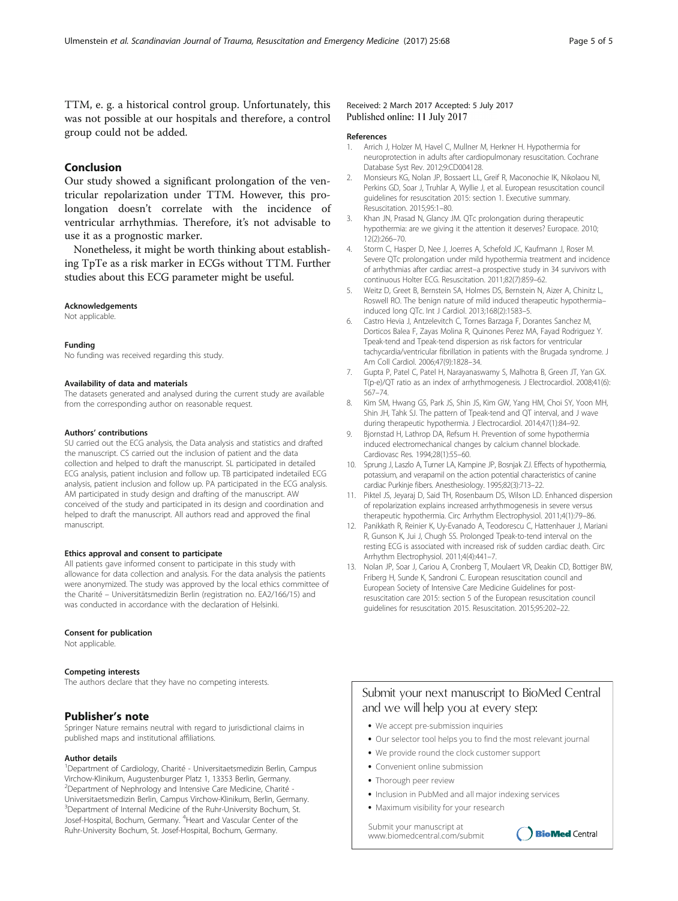TTM, e. g. a historical control group. Unfortunately, this was not possible at our hospitals and therefore, a control group could not be added.

## Conclusion

Our study showed a significant prolongation of the ventricular repolarization under TTM. However, this prolongation doesn't correlate with the incidence of ventricular arrhythmias. Therefore, it's not advisable to use it as a prognostic marker.

Nonetheless, it might be worth thinking about establishing TpTe as a risk marker in ECGs without TTM. Further studies about this ECG parameter might be useful.

#### Acknowledgements

Not applicable.

#### Funding

No funding was received regarding this study.

#### Availability of data and materials

The datasets generated and analysed during the current study are available from the corresponding author on reasonable request.

#### Authors' contributions

SU carried out the ECG analysis, the Data analysis and statistics and drafted the manuscript. CS carried out the inclusion of patient and the data collection and helped to draft the manuscript. SL participated in detailed ECG analysis, patient inclusion and follow up. TB participated indetailed ECG analysis, patient inclusion and follow up. PA participated in the ECG analysis. AM participated in study design and drafting of the manuscript. AW conceived of the study and participated in its design and coordination and helped to draft the manuscript. All authors read and approved the final manuscript.

#### Ethics approval and consent to participate

All patients gave informed consent to participate in this study with allowance for data collection and analysis. For the data analysis the patients were anonymized. The study was approved by the local ethics committee of the Charité – Universitätsmedizin Berlin (registration no. EA2/166/15) and was conducted in accordance with the declaration of Helsinki.

#### Consent for publication

Not applicable.

#### Competing interests

The authors declare that they have no competing interests.

## Publisher's note

Springer Nature remains neutral with regard to jurisdictional claims in published maps and institutional affiliations.

#### Author details

[1]Department of Cardiology, Charité - Universitaetsmedizin Berlin, Campus Virchow-Klinikum, Augustenburger Platz 1, 13353 Berlin, Germany. [2]Department of Nephrology and Intensive Care Medicine, Charité - Universitaetsmedizin Berlin, Campus Virchow-Klinikum, Berlin, Germany. [3]Department of Internal Medicine of the Ruhr-University Bochum, St. Josef-Hospital, Bochum, Germany. [4]Heart and Vascular Center of the Ruhr-University Bochum, St. Josef-Hospital, Bochum, Germany.

Received: 2 March 2017 Accepted: 5 July 2017
Published online: 11 July 2017

#### References

1. Arrich J, Holzer M, Havel C, Mullner M, Herkner H. Hypothermia for neuroprotection in adults after cardiopulmonary resuscitation. Cochrane Database Syst Rev. 2012;9:CD004128.
2. Monsieurs KG, Nolan JP, Bossaert LL, Greif R, Maconochie IK, Nikolaou NI, Perkins GD, Soar J, Truhlar A, Wyllie J, et al. European resuscitation council guidelines for resuscitation 2015: section 1. Executive summary. Resuscitation. 2015;95:1–80.
3. Khan JN, Prasad N, Glancy JM. QTc prolongation during therapeutic hypothermia: are we giving it the attention it deserves? Europace. 2010; 12(2):266–70.
4. Storm C, Hasper D, Nee J, Joerres A, Schefold JC, Kaufmann J, Roser M. Severe QTc prolongation under mild hypothermia treatment and incidence of arrhythmias after cardiac arrest–a prospective study in 34 survivors with continuous Holter ECG. Resuscitation. 2011;82(7):859–62.
5. Weitz D, Greet B, Bernstein SA, Holmes DS, Bernstein N, Aizer A, Chinitz L, Roswell RO. The benign nature of mild induced therapeutic hypothermia–induced long QTc. Int J Cardiol. 2013;168(2):1583–5.
6. Castro Hevia J, Antzelevitch C, Tornes Barzaga F, Dorantes Sanchez M, Dorticos Balea F, Zayas Molina R, Quinones Perez MA, Fayad Rodriguez Y. Tpeak-tend and Tpeak-tend dispersion as risk factors for ventricular tachycardia/ventricular fibrillation in patients with the Brugada syndrome. J Am Coll Cardiol. 2006;47(9):1828–34.
7. Gupta P, Patel C, Patel H, Narayanaswamy S, Malhotra B, Green JT, Yan GX. T(p-e)/QT ratio as an index of arrhythmogenesis. J Electrocardiol. 2008;41(6): 567–74.
8. Kim SM, Hwang GS, Park JS, Shin JS, Kim GW, Yang HM, Choi SY, Yoon MH, Shin JH, Tahk SJ. The pattern of Tpeak-tend and QT interval, and J wave during therapeutic hypothermia. J Electrocardiol. 2014;47(1):84–92.
9. Bjornstad H, Lathrop DA, Refsum H. Prevention of some hypothermia induced electromechanical changes by calcium channel blockade. Cardiovasc Res. 1994;28(1):55–60.
10. Sprung J, Laszlo A, Turner LA, Kampine JP, Bosnjak ZJ. Effects of hypothermia, potassium, and verapamil on the action potential characteristics of canine cardiac Purkinje fibers. Anesthesiology. 1995;82(3):713–22.
11. Piktel JS, Jeyaraj D, Said TH, Rosenbaum DS, Wilson LD. Enhanced dispersion of repolarization explains increased arrhythmogenesis in severe versus therapeutic hypothermia. Circ Arrhythm Electrophysiol. 2011;4(1):79–86.
12. Panikkath R, Reinier K, Uy-Evanado A, Teodorescu C, Hattenhauer J, Mariani R, Gunson K, Jui J, Chugh SS. Prolonged Tpeak-to-tend interval on the resting ECG is associated with increased risk of sudden cardiac death. Circ Arrhythm Electrophysiol. 2011;4(4):441–7.
13. Nolan JP, Soar J, Cariou A, Cronberg T, Moulaert VR, Deakin CD, Bottiger BW, Friberg H, Sunde K, Sandroni C. European resuscitation council and European Society of Intensive Care Medicine Guidelines for post-resuscitation care 2015: section 5 of the European resuscitation council guidelines for resuscitation 2015. Resuscitation. 2015;95:202–22.

Submit your next manuscript to BioMed Central and we will help you at every step:

- We accept pre-submission inquiries
- Our selector tool helps you to find the most relevant journal
- We provide round the clock customer support
- Convenient online submission
- Thorough peer review
- Inclusion in PubMed and all major indexing services
- Maximum visibility for your research

Submit your manuscript at www.biomedcentral.com/submit

BioMed Central